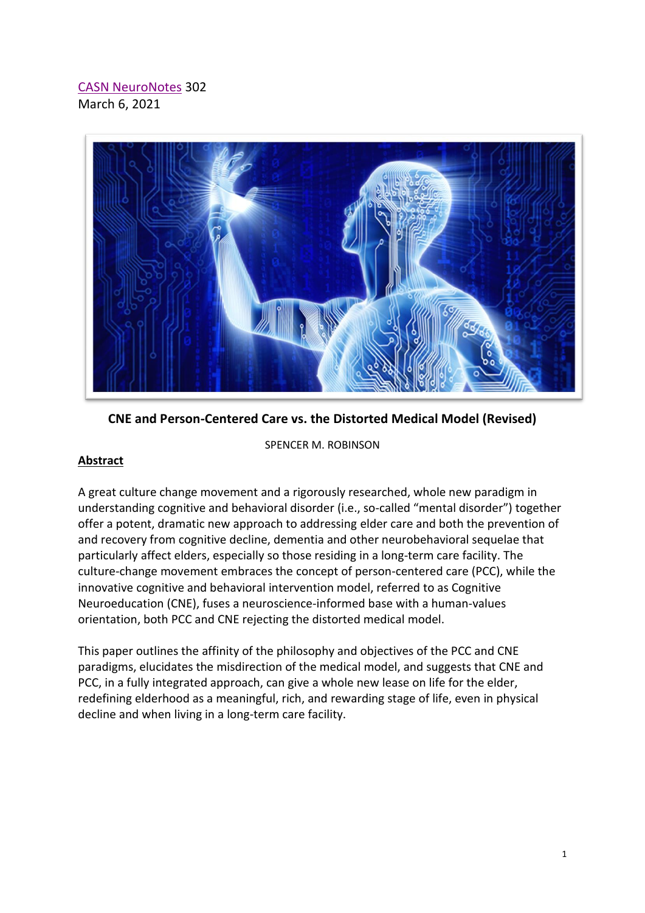[CASN NeuroNotes](#) 302
March 6, 2021

**CNE and Person-Centered Care vs. the Distorted Medical Model (Revised)**

SPENCER M. ROBINSON

## Abstract

A great culture change movement and a rigorously researched, whole new paradigm in understanding cognitive and behavioral disorder (i.e., so-called "mental disorder") together offer a potent, dramatic new approach to addressing elder care and both the prevention of and recovery from cognitive decline, dementia and other neurobehavioral sequelae that particularly affect elders, especially so those residing in a long-term care facility. The culture-change movement embraces the concept of person-centered care (PCC), while the innovative cognitive and behavioral intervention model, referred to as Cognitive Neuroeducation (CNE), fuses a neuroscience-informed base with a human-values orientation, both PCC and CNE rejecting the distorted medical model.

This paper outlines the affinity of the philosophy and objectives of the PCC and CNE paradigms, elucidates the misdirection of the medical model, and suggests that CNE and PCC, in a fully integrated approach, can give a whole new lease on life for the elder, redefining elderhood as a meaningful, rich, and rewarding stage of life, even in physical decline and when living in a long-term care facility.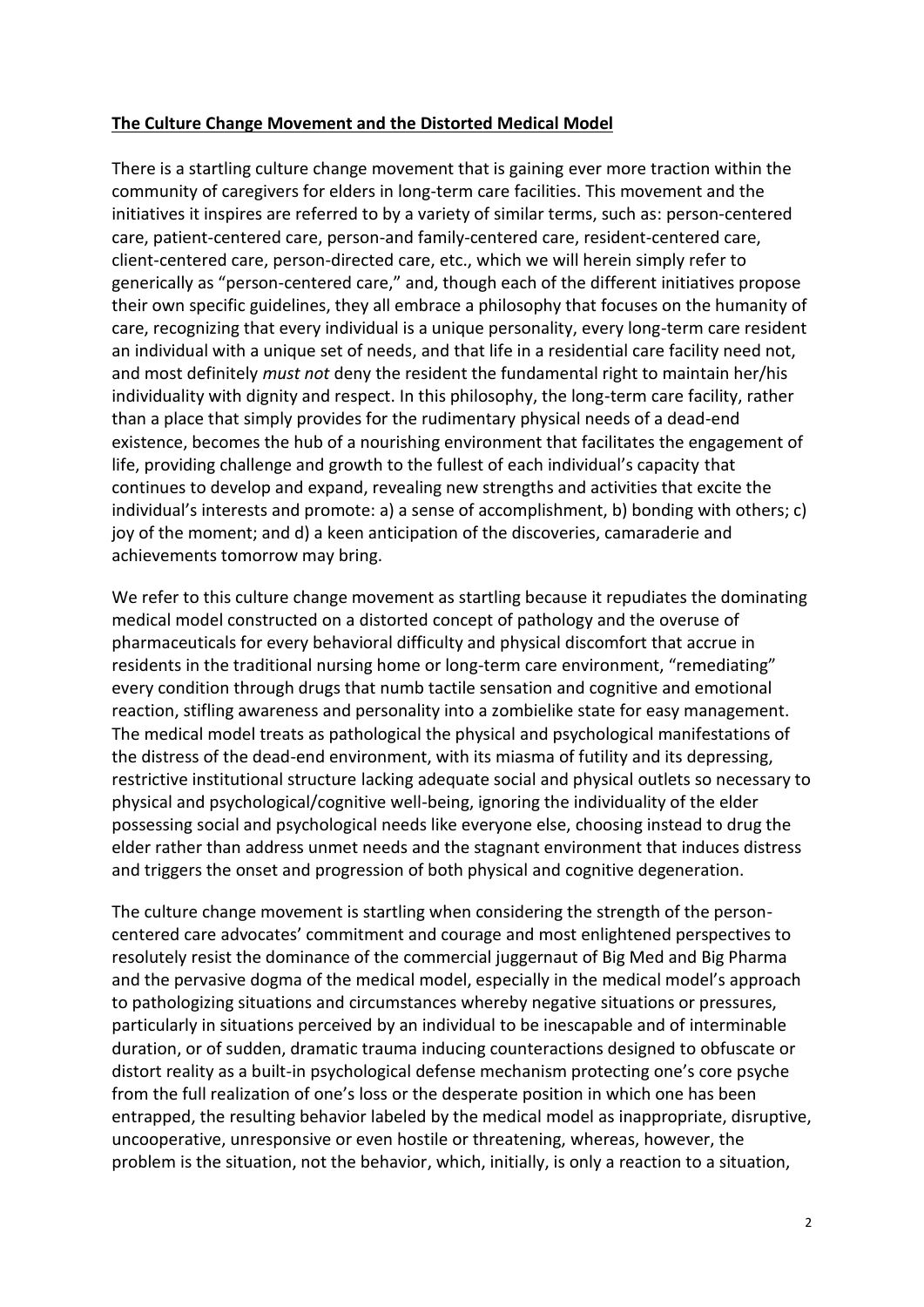**The Culture Change Movement and the Distorted Medical Model**

There is a startling culture change movement that is gaining ever more traction within the community of caregivers for elders in long-term care facilities. This movement and the initiatives it inspires are referred to by a variety of similar terms, such as: person-centered care, patient-centered care, person-and family-centered care, resident-centered care, client-centered care, person-directed care, etc., which we will herein simply refer to generically as "person-centered care," and, though each of the different initiatives propose their own specific guidelines, they all embrace a philosophy that focuses on the humanity of care, recognizing that every individual is a unique personality, every long-term care resident an individual with a unique set of needs, and that life in a residential care facility need not, and most definitely *must not* deny the resident the fundamental right to maintain her/his individuality with dignity and respect. In this philosophy, the long-term care facility, rather than a place that simply provides for the rudimentary physical needs of a dead-end existence, becomes the hub of a nourishing environment that facilitates the engagement of life, providing challenge and growth to the fullest of each individual's capacity that continues to develop and expand, revealing new strengths and activities that excite the individual's interests and promote: a) a sense of accomplishment, b) bonding with others; c) joy of the moment; and d) a keen anticipation of the discoveries, camaraderie and achievements tomorrow may bring.

We refer to this culture change movement as startling because it repudiates the dominating medical model constructed on a distorted concept of pathology and the overuse of pharmaceuticals for every behavioral difficulty and physical discomfort that accrue in residents in the traditional nursing home or long-term care environment, "remediating" every condition through drugs that numb tactile sensation and cognitive and emotional reaction, stifling awareness and personality into a zombielike state for easy management. The medical model treats as pathological the physical and psychological manifestations of the distress of the dead-end environment, with its miasma of futility and its depressing, restrictive institutional structure lacking adequate social and physical outlets so necessary to physical and psychological/cognitive well-being, ignoring the individuality of the elder possessing social and psychological needs like everyone else, choosing instead to drug the elder rather than address unmet needs and the stagnant environment that induces distress and triggers the onset and progression of both physical and cognitive degeneration.

The culture change movement is startling when considering the strength of the person-centered care advocates' commitment and courage and most enlightened perspectives to resolutely resist the dominance of the commercial juggernaut of Big Med and Big Pharma and the pervasive dogma of the medical model, especially in the medical model's approach to pathologizing situations and circumstances whereby negative situations or pressures, particularly in situations perceived by an individual to be inescapable and of interminable duration, or of sudden, dramatic trauma inducing counteractions designed to obfuscate or distort reality as a built-in psychological defense mechanism protecting one's core psyche from the full realization of one's loss or the desperate position in which one has been entrapped, the resulting behavior labeled by the medical model as inappropriate, disruptive, uncooperative, unresponsive or even hostile or threatening, whereas, however, the problem is the situation, not the behavior, which, initially, is only a reaction to a situation,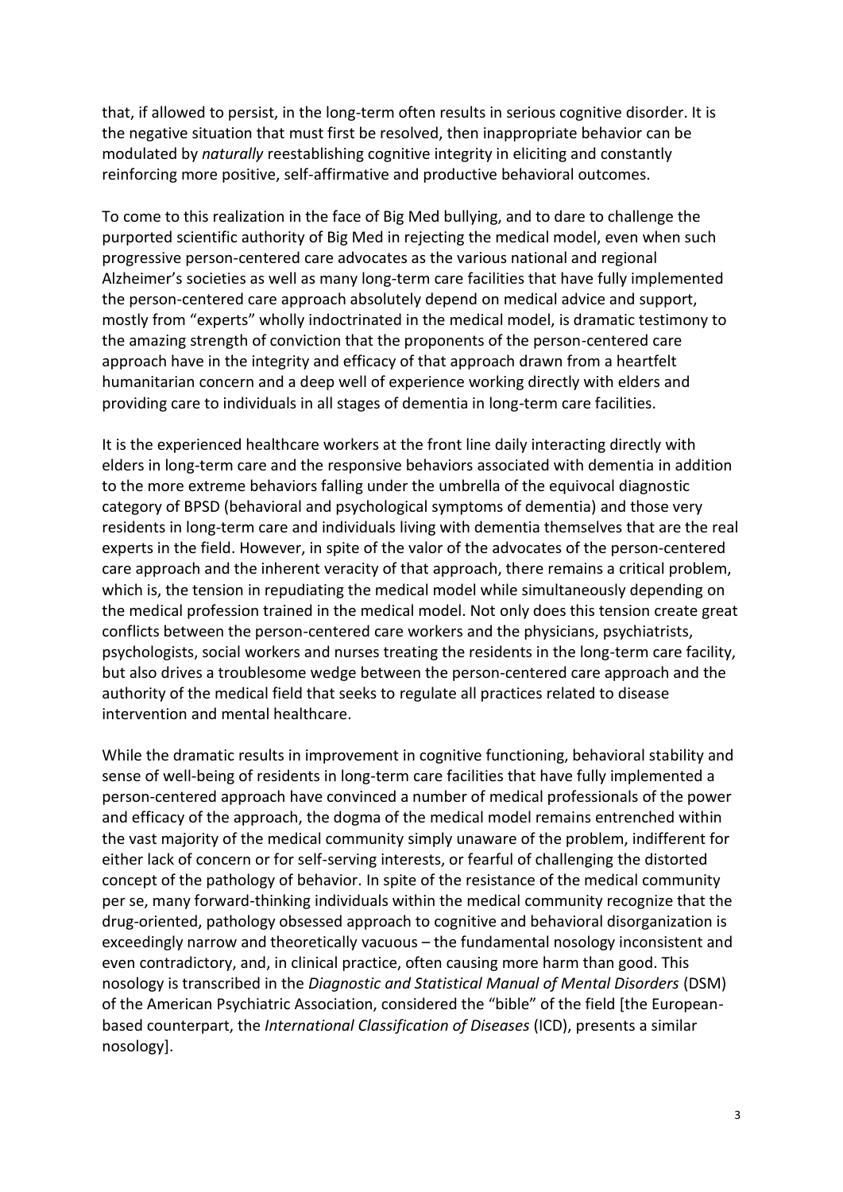that, if allowed to persist, in the long-term often results in serious cognitive disorder. It is the negative situation that must first be resolved, then inappropriate behavior can be modulated by *naturally* reestablishing cognitive integrity in eliciting and constantly reinforcing more positive, self-affirmative and productive behavioral outcomes.

To come to this realization in the face of Big Med bullying, and to dare to challenge the purported scientific authority of Big Med in rejecting the medical model, even when such progressive person-centered care advocates as the various national and regional Alzheimer's societies as well as many long-term care facilities that have fully implemented the person-centered care approach absolutely depend on medical advice and support, mostly from "experts" wholly indoctrinated in the medical model, is dramatic testimony to the amazing strength of conviction that the proponents of the person-centered care approach have in the integrity and efficacy of that approach drawn from a heartfelt humanitarian concern and a deep well of experience working directly with elders and providing care to individuals in all stages of dementia in long-term care facilities.

It is the experienced healthcare workers at the front line daily interacting directly with elders in long-term care and the responsive behaviors associated with dementia in addition to the more extreme behaviors falling under the umbrella of the equivocal diagnostic category of BPSD (behavioral and psychological symptoms of dementia) and those very residents in long-term care and individuals living with dementia themselves that are the real experts in the field. However, in spite of the valor of the advocates of the person-centered care approach and the inherent veracity of that approach, there remains a critical problem, which is, the tension in repudiating the medical model while simultaneously depending on the medical profession trained in the medical model. Not only does this tension create great conflicts between the person-centered care workers and the physicians, psychiatrists, psychologists, social workers and nurses treating the residents in the long-term care facility, but also drives a troublesome wedge between the person-centered care approach and the authority of the medical field that seeks to regulate all practices related to disease intervention and mental healthcare.

While the dramatic results in improvement in cognitive functioning, behavioral stability and sense of well-being of residents in long-term care facilities that have fully implemented a person-centered approach have convinced a number of medical professionals of the power and efficacy of the approach, the dogma of the medical model remains entrenched within the vast majority of the medical community simply unaware of the problem, indifferent for either lack of concern or for self-serving interests, or fearful of challenging the distorted concept of the pathology of behavior. In spite of the resistance of the medical community per se, many forward-thinking individuals within the medical community recognize that the drug-oriented, pathology obsessed approach to cognitive and behavioral disorganization is exceedingly narrow and theoretically vacuous – the fundamental nosology inconsistent and even contradictory, and, in clinical practice, often causing more harm than good. This nosology is transcribed in the *Diagnostic and Statistical Manual of Mental Disorders* (DSM) of the American Psychiatric Association, considered the "bible" of the field [the European-based counterpart, the *International Classification of Diseases* (ICD), presents a similar nosology].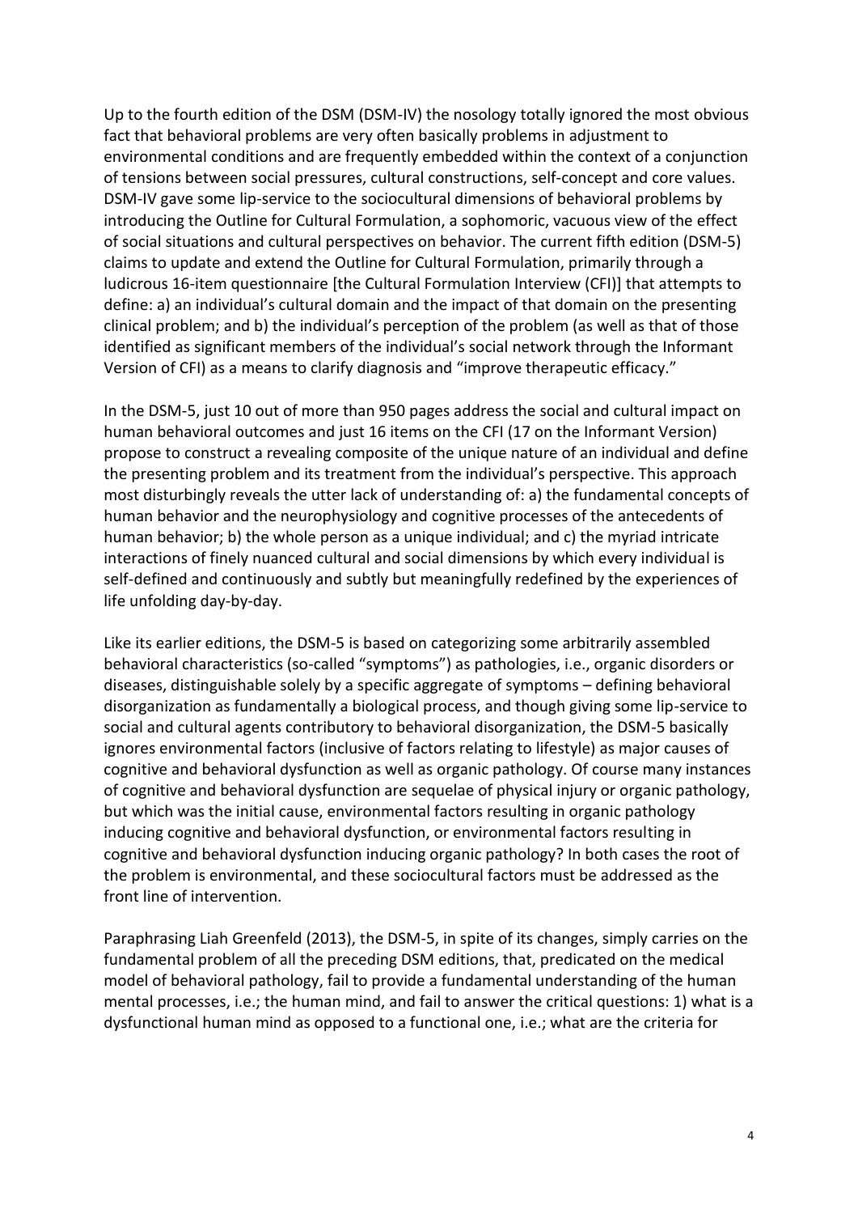Up to the fourth edition of the DSM (DSM-IV) the nosology totally ignored the most obvious fact that behavioral problems are very often basically problems in adjustment to environmental conditions and are frequently embedded within the context of a conjunction of tensions between social pressures, cultural constructions, self-concept and core values. DSM-IV gave some lip-service to the sociocultural dimensions of behavioral problems by introducing the Outline for Cultural Formulation, a sophomoric, vacuous view of the effect of social situations and cultural perspectives on behavior. The current fifth edition (DSM-5) claims to update and extend the Outline for Cultural Formulation, primarily through a ludicrous 16-item questionnaire [the Cultural Formulation Interview (CFI)] that attempts to define: a) an individual's cultural domain and the impact of that domain on the presenting clinical problem; and b) the individual's perception of the problem (as well as that of those identified as significant members of the individual's social network through the Informant Version of CFI) as a means to clarify diagnosis and "improve therapeutic efficacy."

In the DSM-5, just 10 out of more than 950 pages address the social and cultural impact on human behavioral outcomes and just 16 items on the CFI (17 on the Informant Version) propose to construct a revealing composite of the unique nature of an individual and define the presenting problem and its treatment from the individual's perspective. This approach most disturbingly reveals the utter lack of understanding of: a) the fundamental concepts of human behavior and the neurophysiology and cognitive processes of the antecedents of human behavior; b) the whole person as a unique individual; and c) the myriad intricate interactions of finely nuanced cultural and social dimensions by which every individual is self-defined and continuously and subtly but meaningfully redefined by the experiences of life unfolding day-by-day.

Like its earlier editions, the DSM-5 is based on categorizing some arbitrarily assembled behavioral characteristics (so-called "symptoms") as pathologies, i.e., organic disorders or diseases, distinguishable solely by a specific aggregate of symptoms – defining behavioral disorganization as fundamentally a biological process, and though giving some lip-service to social and cultural agents contributory to behavioral disorganization, the DSM-5 basically ignores environmental factors (inclusive of factors relating to lifestyle) as major causes of cognitive and behavioral dysfunction as well as organic pathology. Of course many instances of cognitive and behavioral dysfunction are sequelae of physical injury or organic pathology, but which was the initial cause, environmental factors resulting in organic pathology inducing cognitive and behavioral dysfunction, or environmental factors resulting in cognitive and behavioral dysfunction inducing organic pathology? In both cases the root of the problem is environmental, and these sociocultural factors must be addressed as the front line of intervention.

Paraphrasing Liah Greenfeld (2013), the DSM-5, in spite of its changes, simply carries on the fundamental problem of all the preceding DSM editions, that, predicated on the medical model of behavioral pathology, fail to provide a fundamental understanding of the human mental processes, i.e.; the human mind, and fail to answer the critical questions: 1) what is a dysfunctional human mind as opposed to a functional one, i.e.; what are the criteria for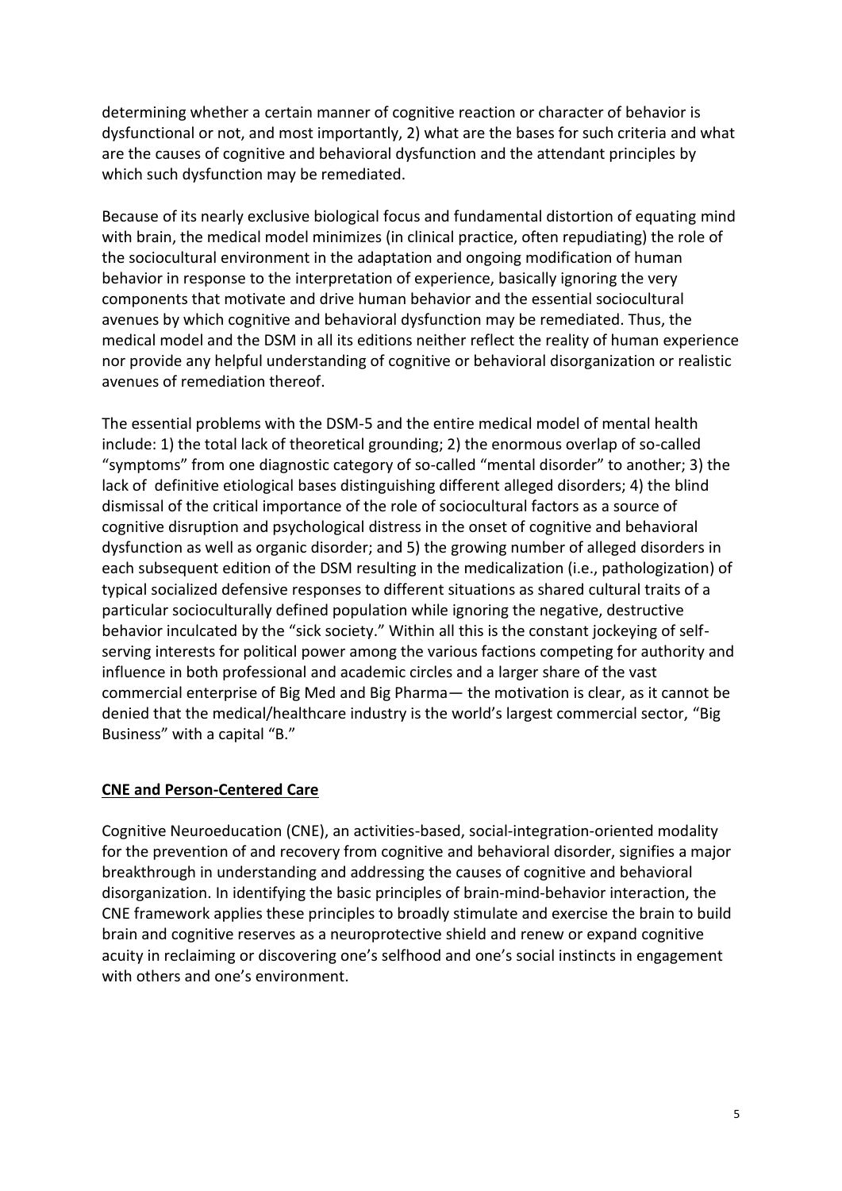determining whether a certain manner of cognitive reaction or character of behavior is dysfunctional or not, and most importantly, 2) what are the bases for such criteria and what are the causes of cognitive and behavioral dysfunction and the attendant principles by which such dysfunction may be remediated.

Because of its nearly exclusive biological focus and fundamental distortion of equating mind with brain, the medical model minimizes (in clinical practice, often repudiating) the role of the sociocultural environment in the adaptation and ongoing modification of human behavior in response to the interpretation of experience, basically ignoring the very components that motivate and drive human behavior and the essential sociocultural avenues by which cognitive and behavioral dysfunction may be remediated. Thus, the medical model and the DSM in all its editions neither reflect the reality of human experience nor provide any helpful understanding of cognitive or behavioral disorganization or realistic avenues of remediation thereof.

The essential problems with the DSM-5 and the entire medical model of mental health include: 1) the total lack of theoretical grounding; 2) the enormous overlap of so-called "symptoms" from one diagnostic category of so-called "mental disorder" to another; 3) the lack of definitive etiological bases distinguishing different alleged disorders; 4) the blind dismissal of the critical importance of the role of sociocultural factors as a source of cognitive disruption and psychological distress in the onset of cognitive and behavioral dysfunction as well as organic disorder; and 5) the growing number of alleged disorders in each subsequent edition of the DSM resulting in the medicalization (i.e., pathologization) of typical socialized defensive responses to different situations as shared cultural traits of a particular socioculturally defined population while ignoring the negative, destructive behavior inculcated by the "sick society." Within all this is the constant jockeying of self-serving interests for political power among the various factions competing for authority and influence in both professional and academic circles and a larger share of the vast commercial enterprise of Big Med and Big Pharma— the motivation is clear, as it cannot be denied that the medical/healthcare industry is the world's largest commercial sector, "Big Business" with a capital "B."

## CNE and Person-Centered Care

Cognitive Neuroeducation (CNE), an activities-based, social-integration-oriented modality for the prevention of and recovery from cognitive and behavioral disorder, signifies a major breakthrough in understanding and addressing the causes of cognitive and behavioral disorganization. In identifying the basic principles of brain-mind-behavior interaction, the CNE framework applies these principles to broadly stimulate and exercise the brain to build brain and cognitive reserves as a neuroprotective shield and renew or expand cognitive acuity in reclaiming or discovering one's selfhood and one's social instincts in engagement with others and one's environment.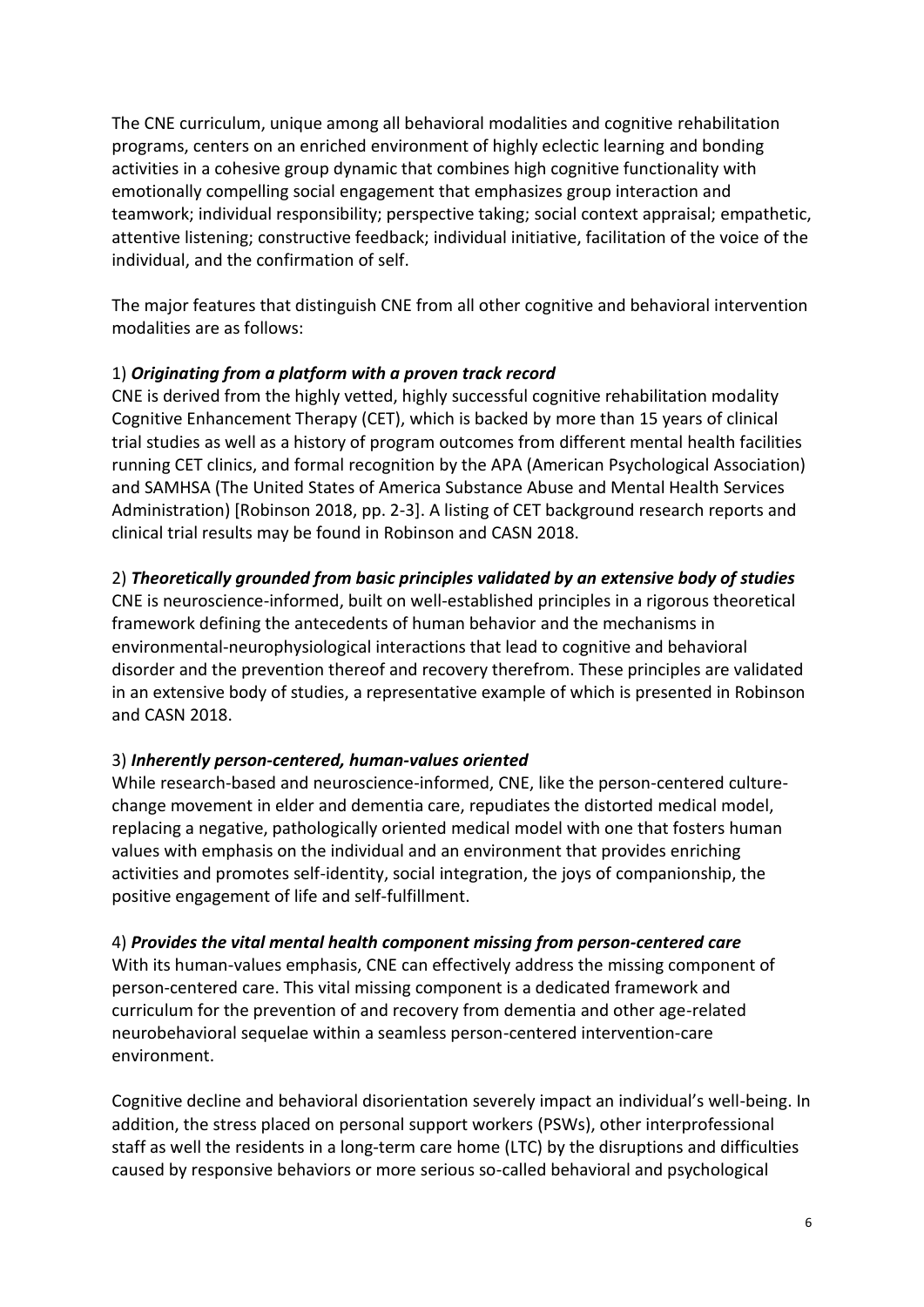The CNE curriculum, unique among all behavioral modalities and cognitive rehabilitation programs, centers on an enriched environment of highly eclectic learning and bonding activities in a cohesive group dynamic that combines high cognitive functionality with emotionally compelling social engagement that emphasizes group interaction and teamwork; individual responsibility; perspective taking; social context appraisal; empathetic, attentive listening; constructive feedback; individual initiative, facilitation of the voice of the individual, and the confirmation of self.

The major features that distinguish CNE from all other cognitive and behavioral intervention modalities are as follows:

1) ***Originating from a platform with a proven track record***
CNE is derived from the highly vetted, highly successful cognitive rehabilitation modality Cognitive Enhancement Therapy (CET), which is backed by more than 15 years of clinical trial studies as well as a history of program outcomes from different mental health facilities running CET clinics, and formal recognition by the APA (American Psychological Association) and SAMHSA (The United States of America Substance Abuse and Mental Health Services Administration) [Robinson 2018, pp. 2-3]. A listing of CET background research reports and clinical trial results may be found in Robinson and CASN 2018.

2) ***Theoretically grounded from basic principles validated by an extensive body of studies***
CNE is neuroscience-informed, built on well-established principles in a rigorous theoretical framework defining the antecedents of human behavior and the mechanisms in environmental-neurophysiological interactions that lead to cognitive and behavioral disorder and the prevention thereof and recovery therefrom. These principles are validated in an extensive body of studies, a representative example of which is presented in Robinson and CASN 2018.

3) ***Inherently person-centered, human-values oriented***
While research-based and neuroscience-informed, CNE, like the person-centered culture-change movement in elder and dementia care, repudiates the distorted medical model, replacing a negative, pathologically oriented medical model with one that fosters human values with emphasis on the individual and an environment that provides enriching activities and promotes self-identity, social integration, the joys of companionship, the positive engagement of life and self-fulfillment.

4) ***Provides the vital mental health component missing from person-centered care***
With its human-values emphasis, CNE can effectively address the missing component of person-centered care. This vital missing component is a dedicated framework and curriculum for the prevention of and recovery from dementia and other age-related neurobehavioral sequelae within a seamless person-centered intervention-care environment.

Cognitive decline and behavioral disorientation severely impact an individual's well-being. In addition, the stress placed on personal support workers (PSWs), other interprofessional staff as well the residents in a long-term care home (LTC) by the disruptions and difficulties caused by responsive behaviors or more serious so-called behavioral and psychological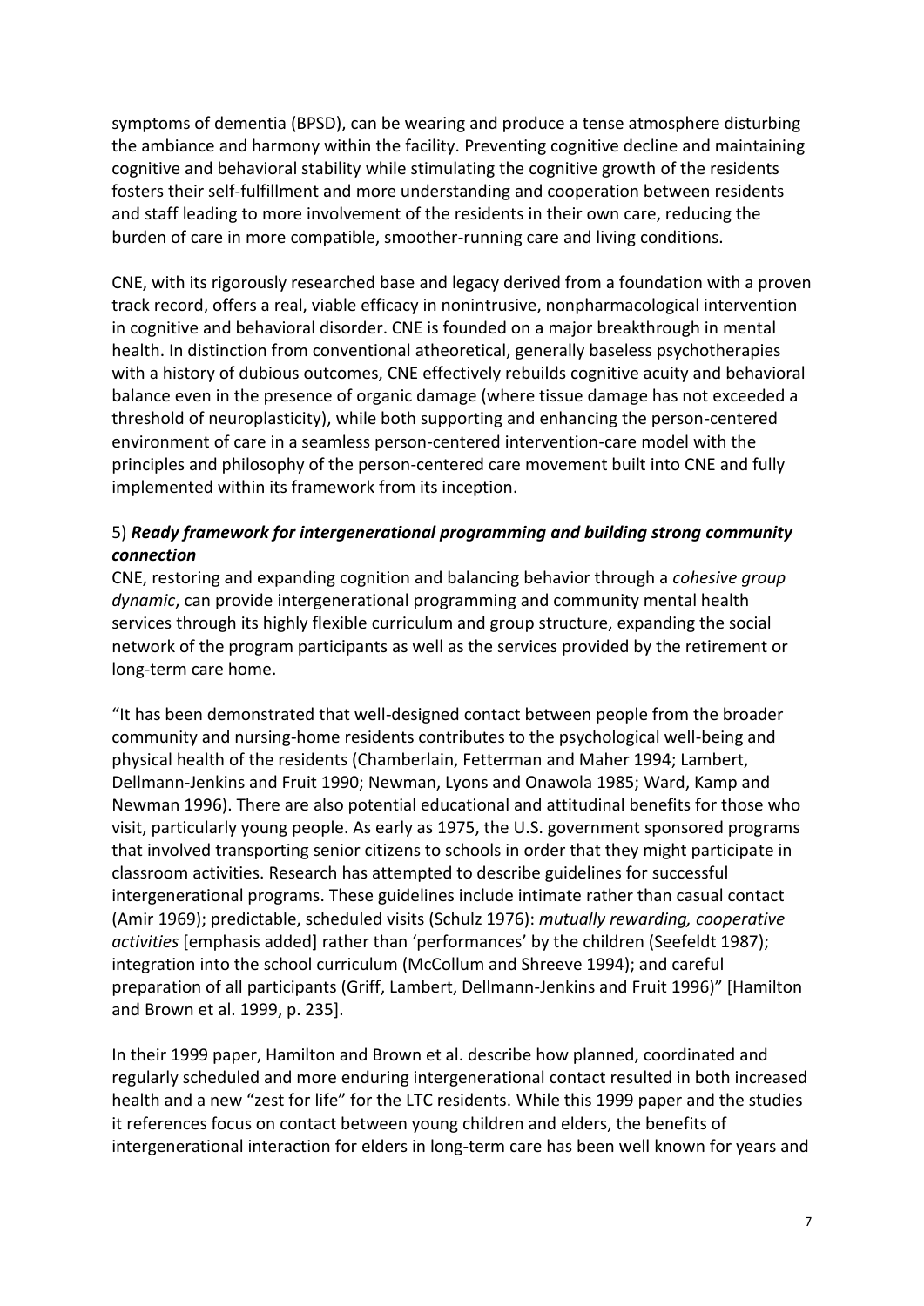symptoms of dementia (BPSD), can be wearing and produce a tense atmosphere disturbing the ambiance and harmony within the facility. Preventing cognitive decline and maintaining cognitive and behavioral stability while stimulating the cognitive growth of the residents fosters their self-fulfillment and more understanding and cooperation between residents and staff leading to more involvement of the residents in their own care, reducing the burden of care in more compatible, smoother-running care and living conditions.

CNE, with its rigorously researched base and legacy derived from a foundation with a proven track record, offers a real, viable efficacy in nonintrusive, nonpharmacological intervention in cognitive and behavioral disorder. CNE is founded on a major breakthrough in mental health. In distinction from conventional atheoretical, generally baseless psychotherapies with a history of dubious outcomes, CNE effectively rebuilds cognitive acuity and behavioral balance even in the presence of organic damage (where tissue damage has not exceeded a threshold of neuroplasticity), while both supporting and enhancing the person-centered environment of care in a seamless person-centered intervention-care model with the principles and philosophy of the person-centered care movement built into CNE and fully implemented within its framework from its inception.

### 5) ***Ready framework for intergenerational programming and building strong community connection***

CNE, restoring and expanding cognition and balancing behavior through a *cohesive group dynamic*, can provide intergenerational programming and community mental health services through its highly flexible curriculum and group structure, expanding the social network of the program participants as well as the services provided by the retirement or long-term care home.

"It has been demonstrated that well-designed contact between people from the broader community and nursing-home residents contributes to the psychological well-being and physical health of the residents (Chamberlain, Fetterman and Maher 1994; Lambert, Dellmann-Jenkins and Fruit 1990; Newman, Lyons and Onawola 1985; Ward, Kamp and Newman 1996). There are also potential educational and attitudinal benefits for those who visit, particularly young people. As early as 1975, the U.S. government sponsored programs that involved transporting senior citizens to schools in order that they might participate in classroom activities. Research has attempted to describe guidelines for successful intergenerational programs. These guidelines include intimate rather than casual contact (Amir 1969); predictable, scheduled visits (Schulz 1976): *mutually rewarding, cooperative activities* [emphasis added] rather than 'performances' by the children (Seefeldt 1987); integration into the school curriculum (McCollum and Shreeve 1994); and careful preparation of all participants (Griff, Lambert, Dellmann-Jenkins and Fruit 1996)" [Hamilton and Brown et al. 1999, p. 235].

In their 1999 paper, Hamilton and Brown et al. describe how planned, coordinated and regularly scheduled and more enduring intergenerational contact resulted in both increased health and a new "zest for life" for the LTC residents. While this 1999 paper and the studies it references focus on contact between young children and elders, the benefits of intergenerational interaction for elders in long-term care has been well known for years and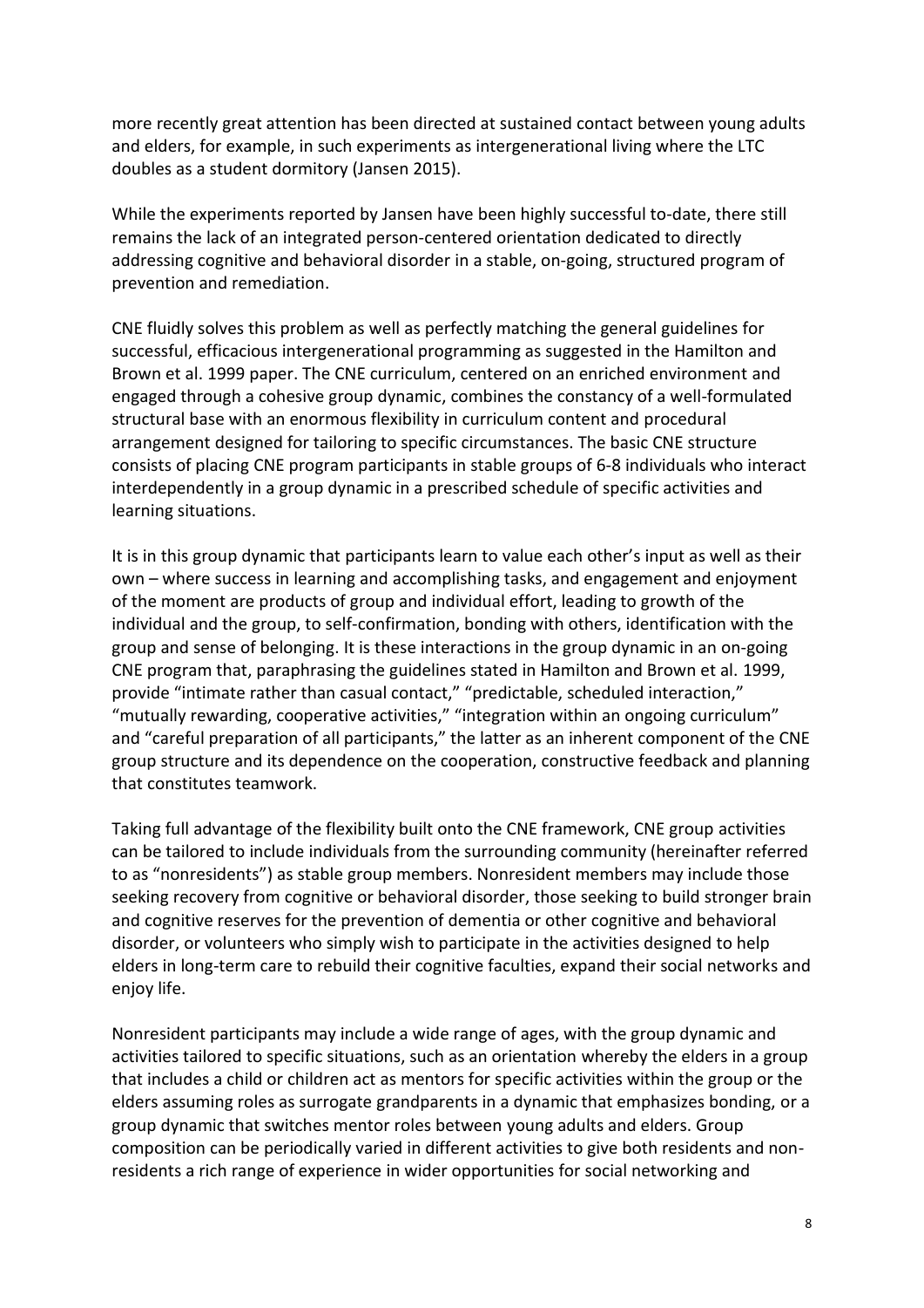more recently great attention has been directed at sustained contact between young adults and elders, for example, in such experiments as intergenerational living where the LTC doubles as a student dormitory (Jansen 2015).

While the experiments reported by Jansen have been highly successful to-date, there still remains the lack of an integrated person-centered orientation dedicated to directly addressing cognitive and behavioral disorder in a stable, on-going, structured program of prevention and remediation.

CNE fluidly solves this problem as well as perfectly matching the general guidelines for successful, efficacious intergenerational programming as suggested in the Hamilton and Brown et al. 1999 paper. The CNE curriculum, centered on an enriched environment and engaged through a cohesive group dynamic, combines the constancy of a well-formulated structural base with an enormous flexibility in curriculum content and procedural arrangement designed for tailoring to specific circumstances. The basic CNE structure consists of placing CNE program participants in stable groups of 6-8 individuals who interact interdependently in a group dynamic in a prescribed schedule of specific activities and learning situations.

It is in this group dynamic that participants learn to value each other's input as well as their own – where success in learning and accomplishing tasks, and engagement and enjoyment of the moment are products of group and individual effort, leading to growth of the individual and the group, to self-confirmation, bonding with others, identification with the group and sense of belonging. It is these interactions in the group dynamic in an on-going CNE program that, paraphrasing the guidelines stated in Hamilton and Brown et al. 1999, provide "intimate rather than casual contact," "predictable, scheduled interaction," "mutually rewarding, cooperative activities," "integration within an ongoing curriculum" and "careful preparation of all participants," the latter as an inherent component of the CNE group structure and its dependence on the cooperation, constructive feedback and planning that constitutes teamwork.

Taking full advantage of the flexibility built onto the CNE framework, CNE group activities can be tailored to include individuals from the surrounding community (hereinafter referred to as "nonresidents") as stable group members. Nonresident members may include those seeking recovery from cognitive or behavioral disorder, those seeking to build stronger brain and cognitive reserves for the prevention of dementia or other cognitive and behavioral disorder, or volunteers who simply wish to participate in the activities designed to help elders in long-term care to rebuild their cognitive faculties, expand their social networks and enjoy life.

Nonresident participants may include a wide range of ages, with the group dynamic and activities tailored to specific situations, such as an orientation whereby the elders in a group that includes a child or children act as mentors for specific activities within the group or the elders assuming roles as surrogate grandparents in a dynamic that emphasizes bonding, or a group dynamic that switches mentor roles between young adults and elders. Group composition can be periodically varied in different activities to give both residents and non-residents a rich range of experience in wider opportunities for social networking and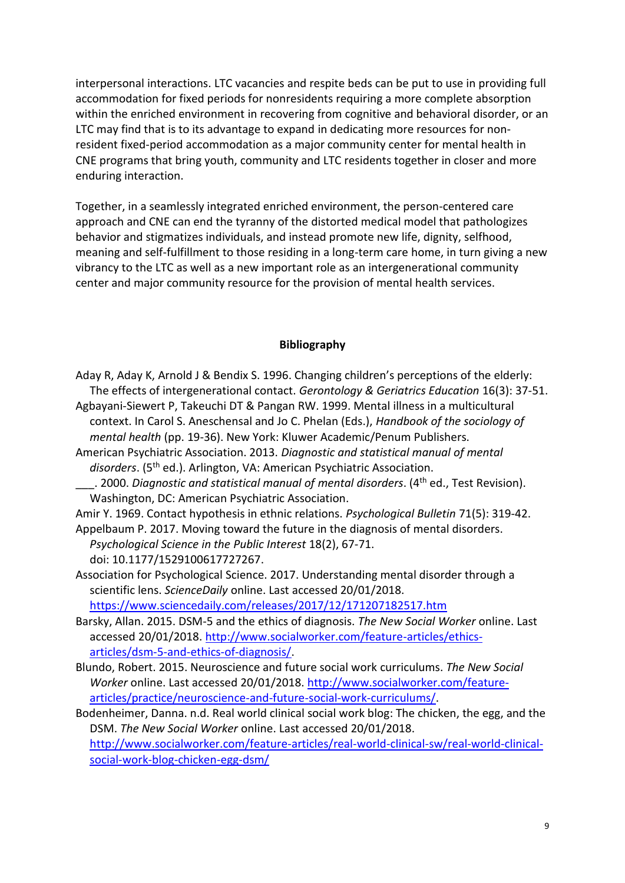interpersonal interactions. LTC vacancies and respite beds can be put to use in providing full accommodation for fixed periods for nonresidents requiring a more complete absorption within the enriched environment in recovering from cognitive and behavioral disorder, or an LTC may find that is to its advantage to expand in dedicating more resources for non-resident fixed-period accommodation as a major community center for mental health in CNE programs that bring youth, community and LTC residents together in closer and more enduring interaction.

Together, in a seamlessly integrated enriched environment, the person-centered care approach and CNE can end the tyranny of the distorted medical model that pathologizes behavior and stigmatizes individuals, and instead promote new life, dignity, selfhood, meaning and self-fulfillment to those residing in a long-term care home, in turn giving a new vibrancy to the LTC as well as a new important role as an intergenerational community center and major community resource for the provision of mental health services.

**Bibliography**

Aday R, Aday K, Arnold J & Bendix S. 1996. Changing children's perceptions of the elderly: The effects of intergenerational contact. *Gerontology & Geriatrics Education* 16(3): 37-51.

Agbayani-Siewert P, Takeuchi DT & Pangan RW. 1999. Mental illness in a multicultural context. In Carol S. Aneschensal and Jo C. Phelan (Eds.), *Handbook of the sociology of mental health* (pp. 19-36). New York: Kluwer Academic/Penum Publishers.

American Psychiatric Association. 2013. *Diagnostic and statistical manual of mental disorders*. (5th ed.). Arlington, VA: American Psychiatric Association.

___. 2000. *Diagnostic and statistical manual of mental disorders*. (4th ed., Test Revision). Washington, DC: American Psychiatric Association.

Amir Y. 1969. Contact hypothesis in ethnic relations. *Psychological Bulletin* 71(5): 319-42.

Appelbaum P. 2017. Moving toward the future in the diagnosis of mental disorders. *Psychological Science in the Public Interest* 18(2), 67-71. doi: 10.1177/1529100617727267.

Association for Psychological Science. 2017. Understanding mental disorder through a scientific lens. *ScienceDaily* online. Last accessed 20/01/2018. https://www.sciencedaily.com/releases/2017/12/171207182517.htm

Barsky, Allan. 2015. DSM-5 and the ethics of diagnosis. *The New Social Worker* online. Last accessed 20/01/2018. http://www.socialworker.com/feature-articles/ethics-articles/dsm-5-and-ethics-of-diagnosis/.

Blundo, Robert. 2015. Neuroscience and future social work curriculums. *The New Social Worker* online. Last accessed 20/01/2018. http://www.socialworker.com/feature-articles/practice/neuroscience-and-future-social-work-curriculums/.

Bodenheimer, Danna. n.d. Real world clinical social work blog: The chicken, the egg, and the DSM. *The New Social Worker* online. Last accessed 20/01/2018. http://www.socialworker.com/feature-articles/real-world-clinical-sw/real-world-clinical-social-work-blog-chicken-egg-dsm/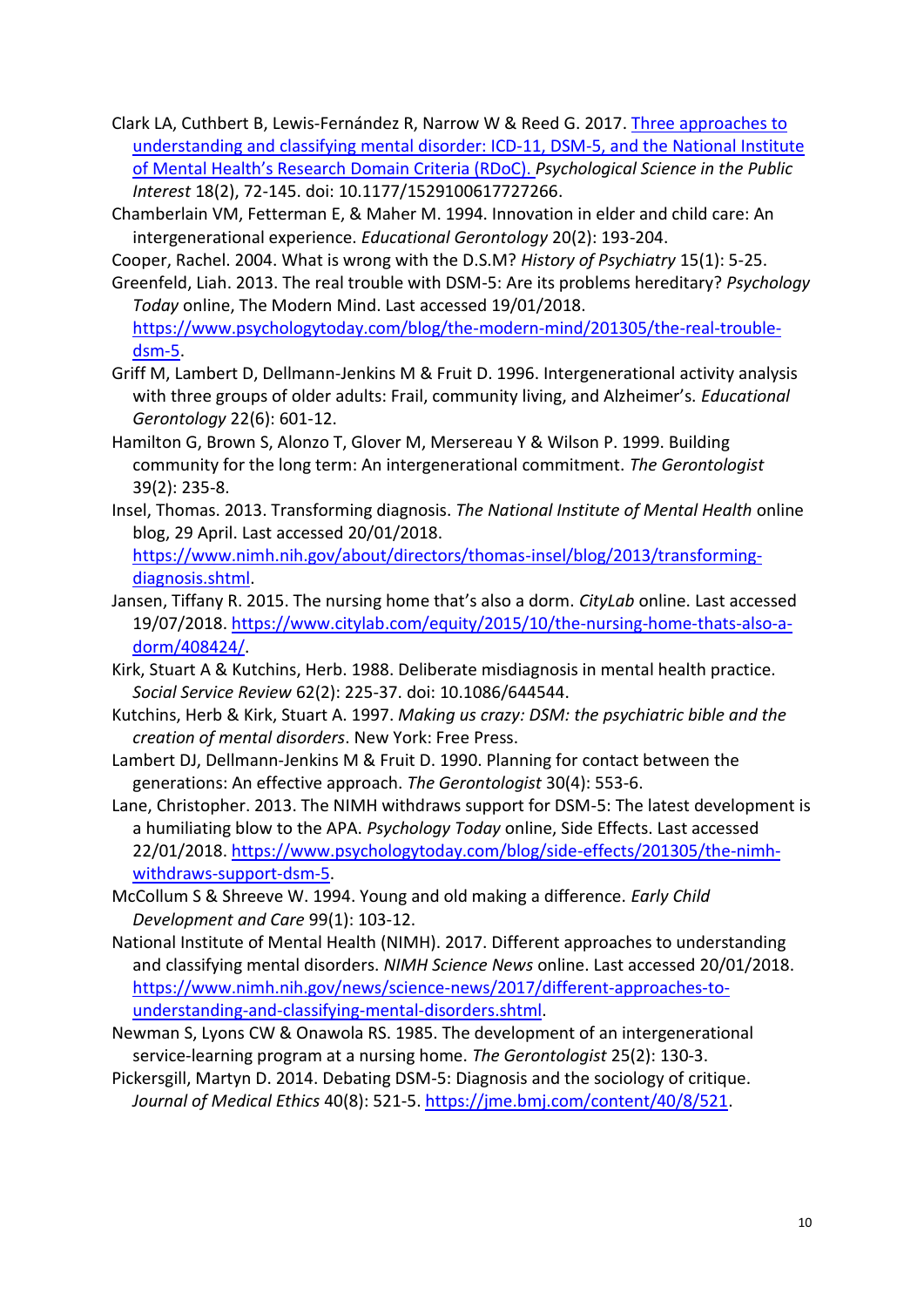Clark LA, Cuthbert B, Lewis-Fernández R, Narrow W & Reed G. 2017. [Three approaches to understanding and classifying mental disorder: ICD-11, DSM-5, and the National Institute of Mental Health's Research Domain Criteria (RDoC).]() *Psychological Science in the Public Interest* 18(2), 72-145. doi: 10.1177/1529100617727266.

Chamberlain VM, Fetterman E, & Maher M. 1994. Innovation in elder and child care: An intergenerational experience. *Educational Gerontology* 20(2): 193-204.

Cooper, Rachel. 2004. What is wrong with the D.S.M? *History of Psychiatry* 15(1): 5-25.

Greenfeld, Liah. 2013. The real trouble with DSM-5: Are its problems hereditary? *Psychology Today* online, The Modern Mind. Last accessed 19/01/2018. https://www.psychologytoday.com/blog/the-modern-mind/201305/the-real-trouble-dsm-5.

Griff M, Lambert D, Dellmann-Jenkins M & Fruit D. 1996. Intergenerational activity analysis with three groups of older adults: Frail, community living, and Alzheimer's. *Educational Gerontology* 22(6): 601-12.

Hamilton G, Brown S, Alonzo T, Glover M, Mersereau Y & Wilson P. 1999. Building community for the long term: An intergenerational commitment. *The Gerontologist* 39(2): 235-8.

Insel, Thomas. 2013. Transforming diagnosis. *The National Institute of Mental Health* online blog, 29 April. Last accessed 20/01/2018. https://www.nimh.nih.gov/about/directors/thomas-insel/blog/2013/transforming-diagnosis.shtml.

Jansen, Tiffany R. 2015. The nursing home that's also a dorm. *CityLab* online. Last accessed 19/07/2018. https://www.citylab.com/equity/2015/10/the-nursing-home-thats-also-a-dorm/408424/.

Kirk, Stuart A & Kutchins, Herb. 1988. Deliberate misdiagnosis in mental health practice. *Social Service Review* 62(2): 225-37. doi: 10.1086/644544.

Kutchins, Herb & Kirk, Stuart A. 1997. *Making us crazy: DSM: the psychiatric bible and the creation of mental disorders*. New York: Free Press.

Lambert DJ, Dellmann-Jenkins M & Fruit D. 1990. Planning for contact between the generations: An effective approach. *The Gerontologist* 30(4): 553-6.

Lane, Christopher. 2013. The NIMH withdraws support for DSM-5: The latest development is a humiliating blow to the APA. *Psychology Today* online, Side Effects. Last accessed 22/01/2018. https://www.psychologytoday.com/blog/side-effects/201305/the-nimh-withdraws-support-dsm-5.

McCollum S & Shreeve W. 1994. Young and old making a difference. *Early Child Development and Care* 99(1): 103-12.

National Institute of Mental Health (NIMH). 2017. Different approaches to understanding and classifying mental disorders. *NIMH Science News* online. Last accessed 20/01/2018. https://www.nimh.nih.gov/news/science-news/2017/different-approaches-to-understanding-and-classifying-mental-disorders.shtml.

Newman S, Lyons CW & Onawola RS. 1985. The development of an intergenerational service-learning program at a nursing home. *The Gerontologist* 25(2): 130-3.

Pickersgill, Martyn D. 2014. Debating DSM-5: Diagnosis and the sociology of critique. *Journal of Medical Ethics* 40(8): 521-5. https://jme.bmj.com/content/40/8/521.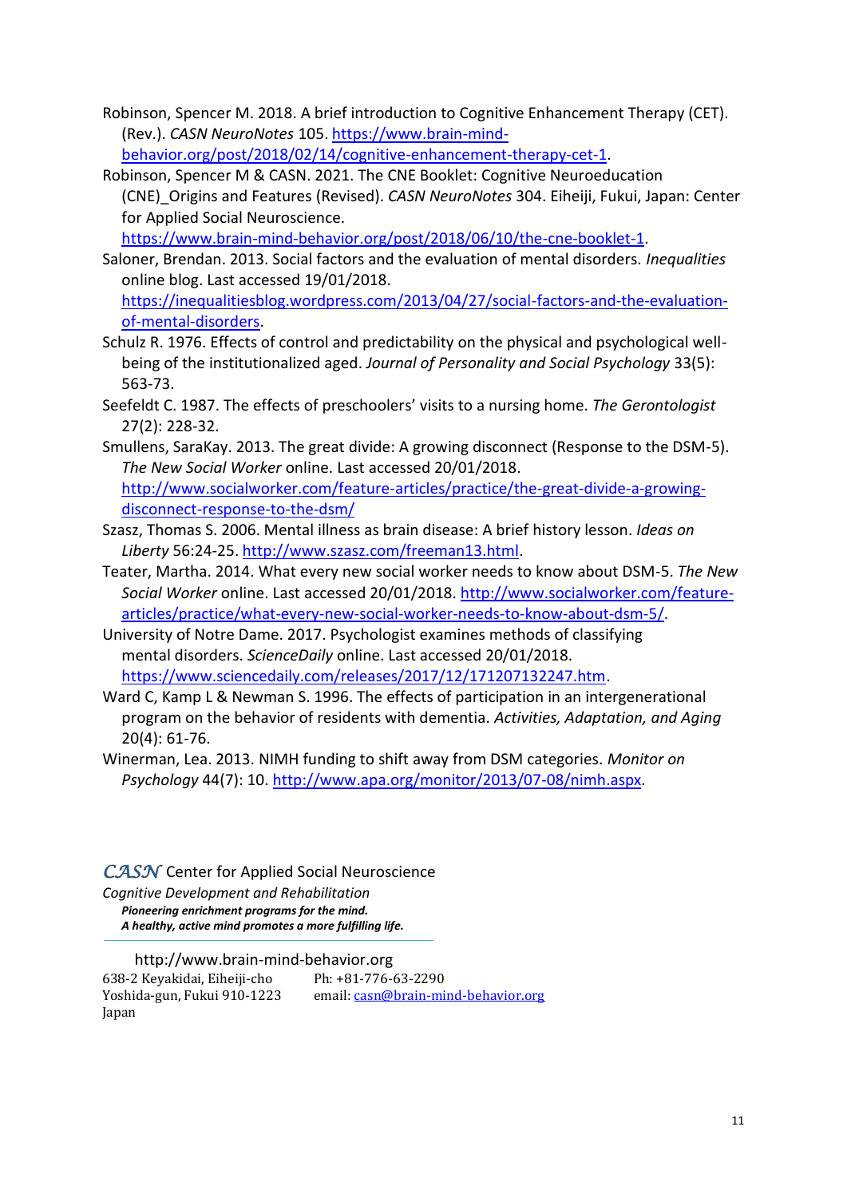Robinson, Spencer M. 2018. A brief introduction to Cognitive Enhancement Therapy (CET). (Rev.). *CASN NeuroNotes* 105. https://www.brain-mind-behavior.org/post/2018/02/14/cognitive-enhancement-therapy-cet-1.

Robinson, Spencer M & CASN. 2021. The CNE Booklet: Cognitive Neuroeducation (CNE)_Origins and Features (Revised). *CASN NeuroNotes* 304. Eiheiji, Fukui, Japan: Center for Applied Social Neuroscience. https://www.brain-mind-behavior.org/post/2018/06/10/the-cne-booklet-1.

Saloner, Brendan. 2013. Social factors and the evaluation of mental disorders. *Inequalities* online blog. Last accessed 19/01/2018. https://inequalitiesblog.wordpress.com/2013/04/27/social-factors-and-the-evaluation-of-mental-disorders.

Schulz R. 1976. Effects of control and predictability on the physical and psychological well-being of the institutionalized aged. *Journal of Personality and Social Psychology* 33(5): 563-73.

Seefeldt C. 1987. The effects of preschoolers' visits to a nursing home. *The Gerontologist* 27(2): 228-32.

Smullens, SaraKay. 2013. The great divide: A growing disconnect (Response to the DSM-5). *The New Social Worker* online. Last accessed 20/01/2018. http://www.socialworker.com/feature-articles/practice/the-great-divide-a-growing-disconnect-response-to-the-dsm/

Szasz, Thomas S. 2006. Mental illness as brain disease: A brief history lesson. *Ideas on Liberty* 56:24-25. http://www.szasz.com/freeman13.html.

Teater, Martha. 2014. What every new social worker needs to know about DSM-5. *The New Social Worker* online. Last accessed 20/01/2018. http://www.socialworker.com/feature-articles/practice/what-every-new-social-worker-needs-to-know-about-dsm-5/.

University of Notre Dame. 2017. Psychologist examines methods of classifying mental disorders. *ScienceDaily* online. Last accessed 20/01/2018. https://www.sciencedaily.com/releases/2017/12/171207132247.htm.

Ward C, Kamp L & Newman S. 1996. The effects of participation in an intergenerational program on the behavior of residents with dementia. *Activities, Adaptation, and Aging* 20(4): 61-76.

Winerman, Lea. 2013. NIMH funding to shift away from DSM categories. *Monitor on Psychology* 44(7): 10. http://www.apa.org/monitor/2013/07-08/nimh.aspx.

*CASN* Center for Applied Social Neuroscience
*Cognitive Development and Rehabilitation*
***Pioneering enrichment programs for the mind.***
***A healthy, active mind promotes a more fulfilling life.***

http://www.brain-mind-behavior.org
638-2 Keyakidai, Eiheiji-cho
Yoshida-gun, Fukui 910-1223
Japan
Ph: +81-776-63-2290
email: casn@brain-mind-behavior.org